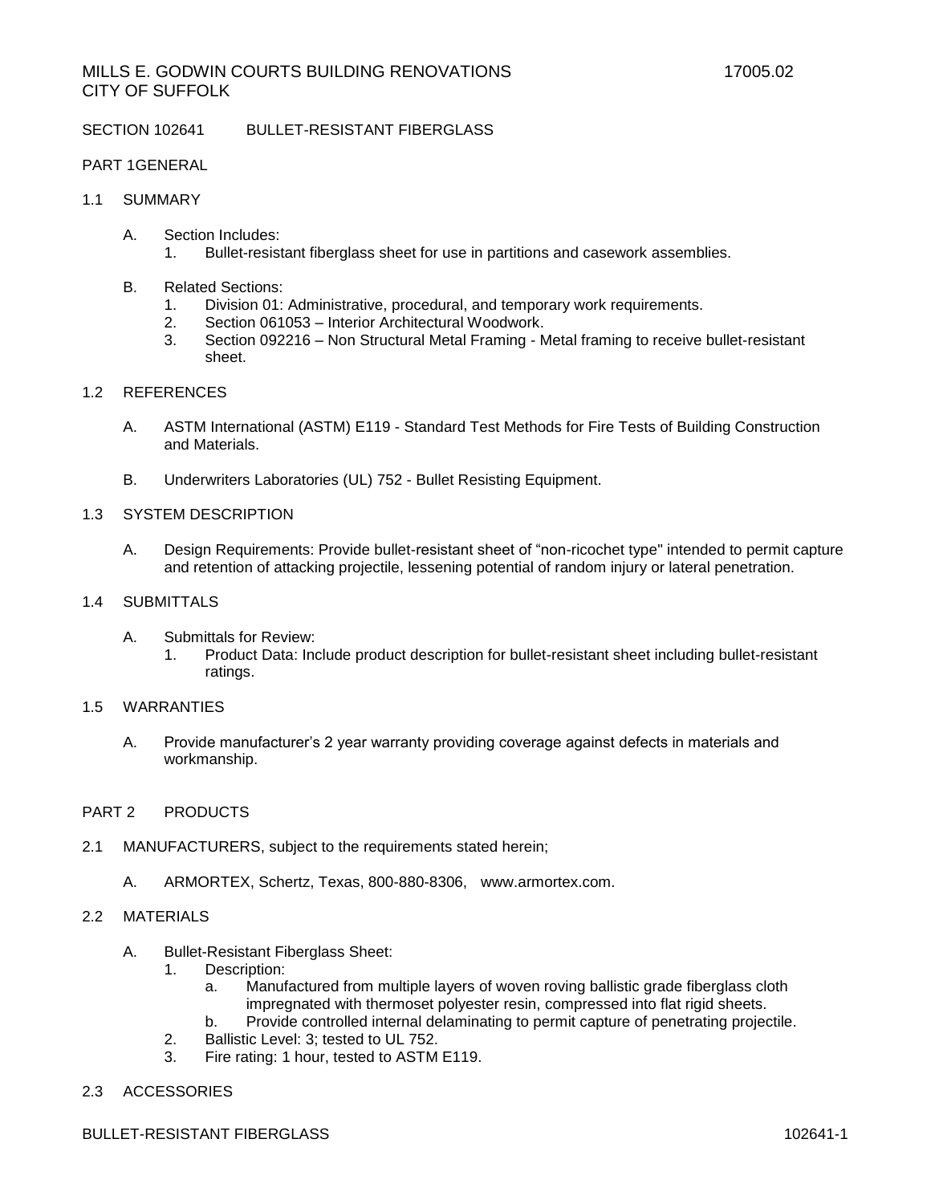SECTION 102641 BULLET-RESISTANT FIBERGLASS

PART 1GENERAL

## 1.1 SUMMARY

A. Section Includes:
   1. Bullet-resistant fiberglass sheet for use in partitions and casework assemblies.

B. Related Sections:
   1. Division 01: Administrative, procedural, and temporary work requirements.
   2. Section 061053 – Interior Architectural Woodwork.
   3. Section 092216 – Non Structural Metal Framing - Metal framing to receive bullet-resistant sheet.

## 1.2 REFERENCES

A. ASTM International (ASTM) E119 - Standard Test Methods for Fire Tests of Building Construction and Materials.

B. Underwriters Laboratories (UL) 752 - Bullet Resisting Equipment.

## 1.3 SYSTEM DESCRIPTION

A. Design Requirements: Provide bullet-resistant sheet of "non-ricochet type" intended to permit capture and retention of attacking projectile, lessening potential of random injury or lateral penetration.

## 1.4 SUBMITTALS

A. Submittals for Review:
   1. Product Data: Include product description for bullet-resistant sheet including bullet-resistant ratings.

## 1.5 WARRANTIES

A. Provide manufacturer's 2 year warranty providing coverage against defects in materials and workmanship.

PART 2 PRODUCTS

## 2.1 MANUFACTURERS, subject to the requirements stated herein;

A. ARMORTEX, Schertz, Texas, 800-880-8306, www.armortex.com.

## 2.2 MATERIALS

A. Bullet-Resistant Fiberglass Sheet:
   1. Description:
      a. Manufactured from multiple layers of woven roving ballistic grade fiberglass cloth impregnated with thermoset polyester resin, compressed into flat rigid sheets.
      b. Provide controlled internal delaminating to permit capture of penetrating projectile.
   2. Ballistic Level: 3; tested to UL 752.
   3. Fire rating: 1 hour, tested to ASTM E119.

## 2.3 ACCESSORIES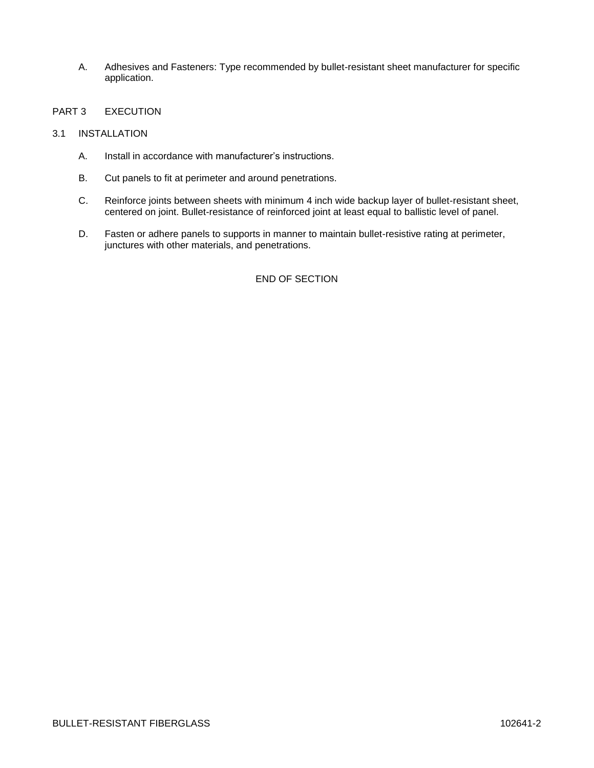A. Adhesives and Fasteners: Type recommended by bullet-resistant sheet manufacturer for specific application.

## PART 3 EXECUTION

### 3.1 INSTALLATION

A. Install in accordance with manufacturer's instructions.

B. Cut panels to fit at perimeter and around penetrations.

C. Reinforce joints between sheets with minimum 4 inch wide backup layer of bullet-resistant sheet, centered on joint. Bullet-resistance of reinforced joint at least equal to ballistic level of panel.

D. Fasten or adhere panels to supports in manner to maintain bullet-resistive rating at perimeter, junctures with other materials, and penetrations.

END OF SECTION